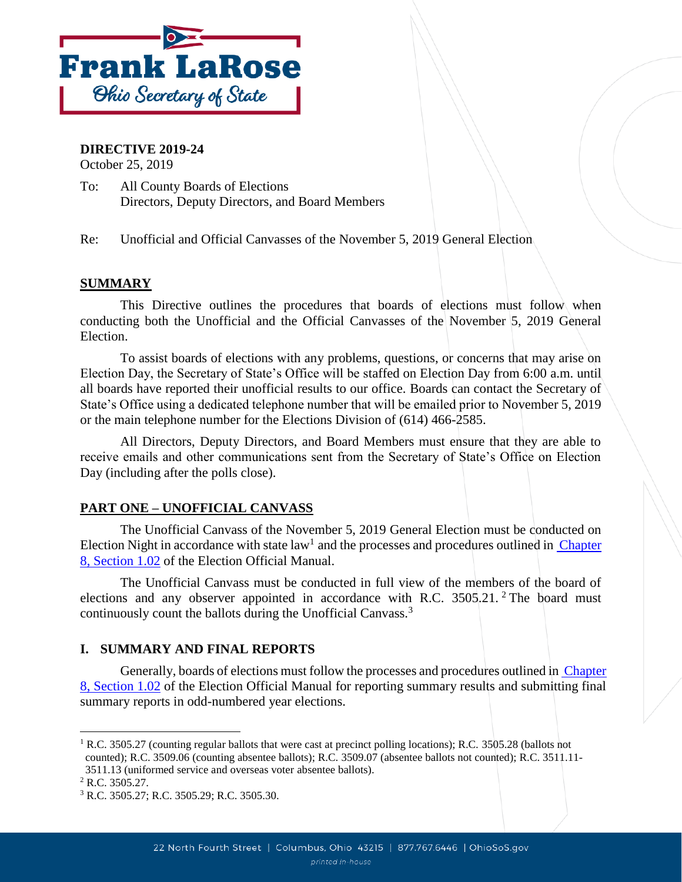Frank LaRose
Ohio Secretary of State

**DIRECTIVE 2019-24**
October 25, 2019

To: All County Boards of Elections
Directors, Deputy Directors, and Board Members

Re: Unofficial and Official Canvasses of the November 5, 2019 General Election

## SUMMARY

This Directive outlines the procedures that boards of elections must follow when conducting both the Unofficial and the Official Canvasses of the November 5, 2019 General Election.

To assist boards of elections with any problems, questions, or concerns that may arise on Election Day, the Secretary of State's Office will be staffed on Election Day from 6:00 a.m. until all boards have reported their unofficial results to our office. Boards can contact the Secretary of State's Office using a dedicated telephone number that will be emailed prior to November 5, 2019 or the main telephone number for the Elections Division of (614) 466-2585.

All Directors, Deputy Directors, and Board Members must ensure that they are able to receive emails and other communications sent from the Secretary of State's Office on Election Day (including after the polls close).

## PART ONE – UNOFFICIAL CANVASS

The Unofficial Canvass of the November 5, 2019 General Election must be conducted on Election Night in accordance with state law[1] and the processes and procedures outlined in Chapter 8, Section 1.02 of the Election Official Manual.

The Unofficial Canvass must be conducted in full view of the members of the board of elections and any observer appointed in accordance with R.C. 3505.21.[2] The board must continuously count the ballots during the Unofficial Canvass.[3]

### I. SUMMARY AND FINAL REPORTS

Generally, boards of elections must follow the processes and procedures outlined in Chapter 8, Section 1.02 of the Election Official Manual for reporting summary results and submitting final summary reports in odd-numbered year elections.

---

[1] R.C. 3505.27 (counting regular ballots that were cast at precinct polling locations); R.C. 3505.28 (ballots not counted); R.C. 3509.06 (counting absentee ballots); R.C. 3509.07 (absentee ballots not counted); R.C. 3511.11-3511.13 (uniformed service and overseas voter absentee ballots).

[2] R.C. 3505.27.

[3] R.C. 3505.27; R.C. 3505.29; R.C. 3505.30.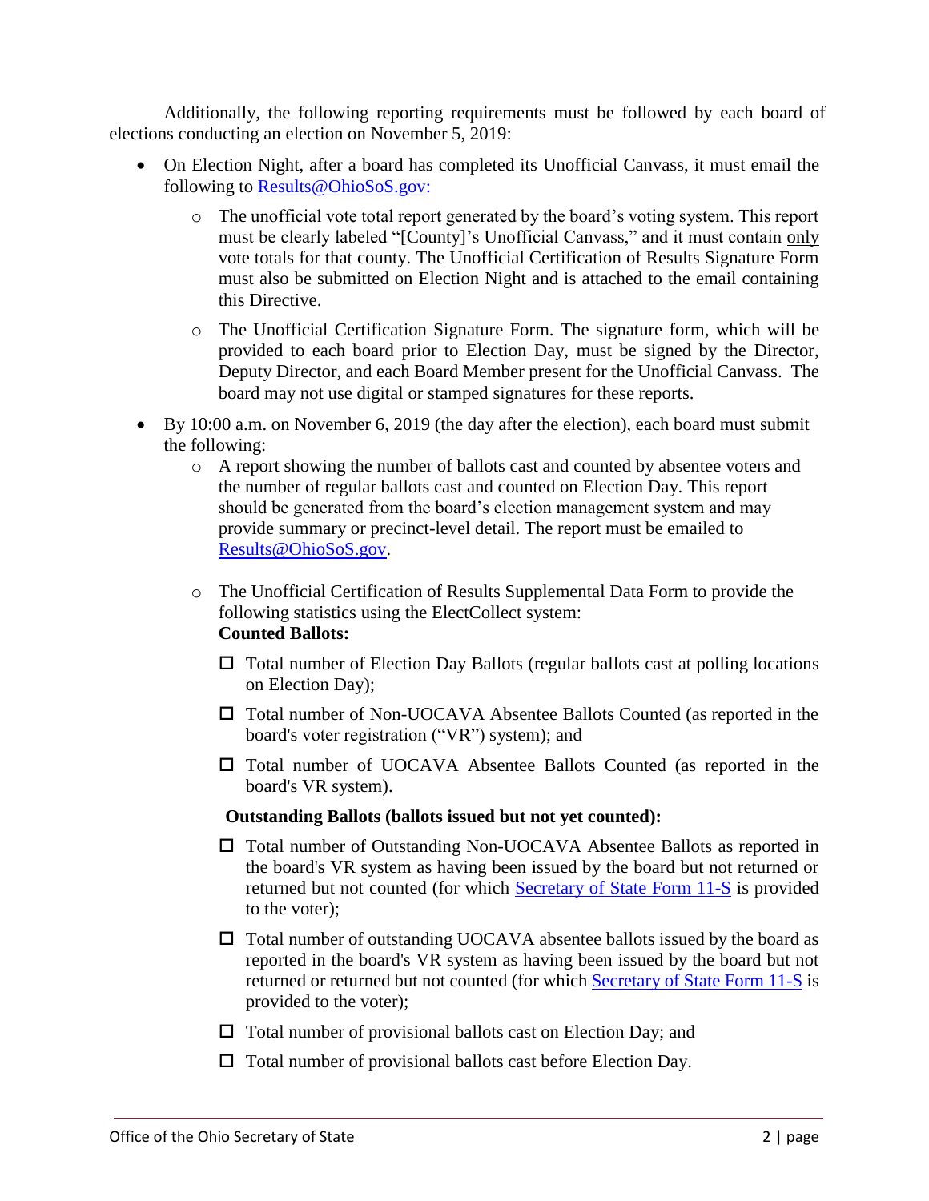Additionally, the following reporting requirements must be followed by each board of elections conducting an election on November 5, 2019:

- On Election Night, after a board has completed its Unofficial Canvass, it must email the following to [Results@OhioSoS.gov:](mailto:Results@OhioSoS.gov)
  - The unofficial vote total report generated by the board's voting system. This report must be clearly labeled "[County]'s Unofficial Canvass," and it must contain <u>only</u> vote totals for that county. The Unofficial Certification of Results Signature Form must also be submitted on Election Night and is attached to the email containing this Directive.
  - The Unofficial Certification Signature Form. The signature form, which will be provided to each board prior to Election Day, must be signed by the Director, Deputy Director, and each Board Member present for the Unofficial Canvass. The board may not use digital or stamped signatures for these reports.
- By 10:00 a.m. on November 6, 2019 (the day after the election), each board must submit the following:
  - A report showing the number of ballots cast and counted by absentee voters and the number of regular ballots cast and counted on Election Day. This report should be generated from the board's election management system and may provide summary or precinct-level detail. The report must be emailed to [Results@OhioSoS.gov](mailto:Results@OhioSoS.gov).
  - The Unofficial Certification of Results Supplemental Data Form to provide the following statistics using the ElectCollect system:

    **Counted Ballots:**

    - ☐ Total number of Election Day Ballots (regular ballots cast at polling locations on Election Day);
    - ☐ Total number of Non-UOCAVA Absentee Ballots Counted (as reported in the board's voter registration ("VR") system); and
    - ☐ Total number of UOCAVA Absentee Ballots Counted (as reported in the board's VR system).

    **Outstanding Ballots (ballots issued but not yet counted):**

    - ☐ Total number of Outstanding Non-UOCAVA Absentee Ballots as reported in the board's VR system as having been issued by the board but not returned or returned but not counted (for which Secretary of State Form 11-S is provided to the voter);
    - ☐ Total number of outstanding UOCAVA absentee ballots issued by the board as reported in the board's VR system as having been issued by the board but not returned or returned but not counted (for which Secretary of State Form 11-S is provided to the voter);
    - ☐ Total number of provisional ballots cast on Election Day; and
    - ☐ Total number of provisional ballots cast before Election Day.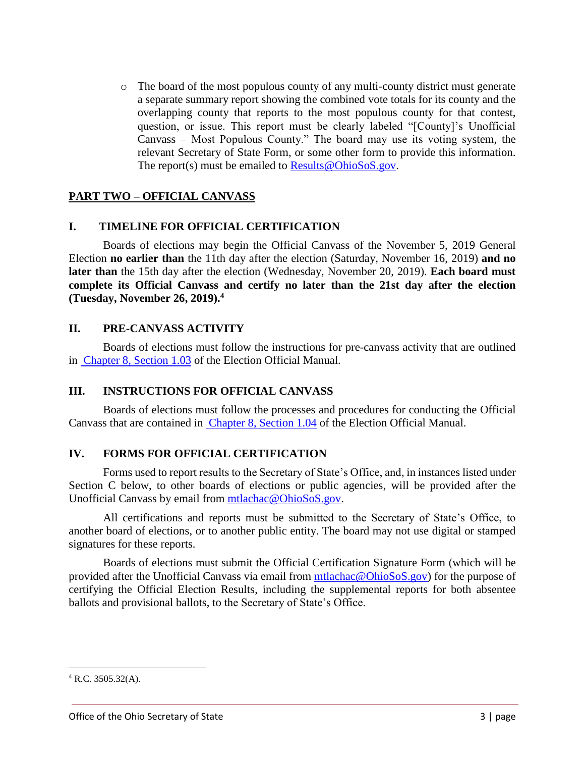- The board of the most populous county of any multi-county district must generate a separate summary report showing the combined vote totals for its county and the overlapping county that reports to the most populous county for that contest, question, or issue. This report must be clearly labeled "[County]'s Unofficial Canvass – Most Populous County." The board may use its voting system, the relevant Secretary of State Form, or some other form to provide this information. The report(s) must be emailed to Results@OhioSoS.gov.

## PART TWO – OFFICIAL CANVASS

### I. TIMELINE FOR OFFICIAL CERTIFICATION

Boards of elections may begin the Official Canvass of the November 5, 2019 General Election **no earlier than** the 11th day after the election (Saturday, November 16, 2019) **and no later than** the 15th day after the election (Wednesday, November 20, 2019). **Each board must complete its Official Canvass and certify no later than the 21st day after the election (Tuesday, November 26, 2019).**[4]

### II. PRE-CANVASS ACTIVITY

Boards of elections must follow the instructions for pre-canvass activity that are outlined in Chapter 8, Section 1.03 of the Election Official Manual.

### III. INSTRUCTIONS FOR OFFICIAL CANVASS

Boards of elections must follow the processes and procedures for conducting the Official Canvass that are contained in Chapter 8, Section 1.04 of the Election Official Manual.

### IV. FORMS FOR OFFICIAL CERTIFICATION

Forms used to report results to the Secretary of State's Office, and, in instances listed under Section C below, to other boards of elections or public agencies, will be provided after the Unofficial Canvass by email from mtlachac@OhioSoS.gov.

All certifications and reports must be submitted to the Secretary of State's Office, to another board of elections, or to another public entity. The board may not use digital or stamped signatures for these reports.

Boards of elections must submit the Official Certification Signature Form (which will be provided after the Unofficial Canvass via email from mtlachac@OhioSoS.gov) for the purpose of certifying the Official Election Results, including the supplemental reports for both absentee ballots and provisional ballots, to the Secretary of State's Office.

---

[4] R.C. 3505.32(A).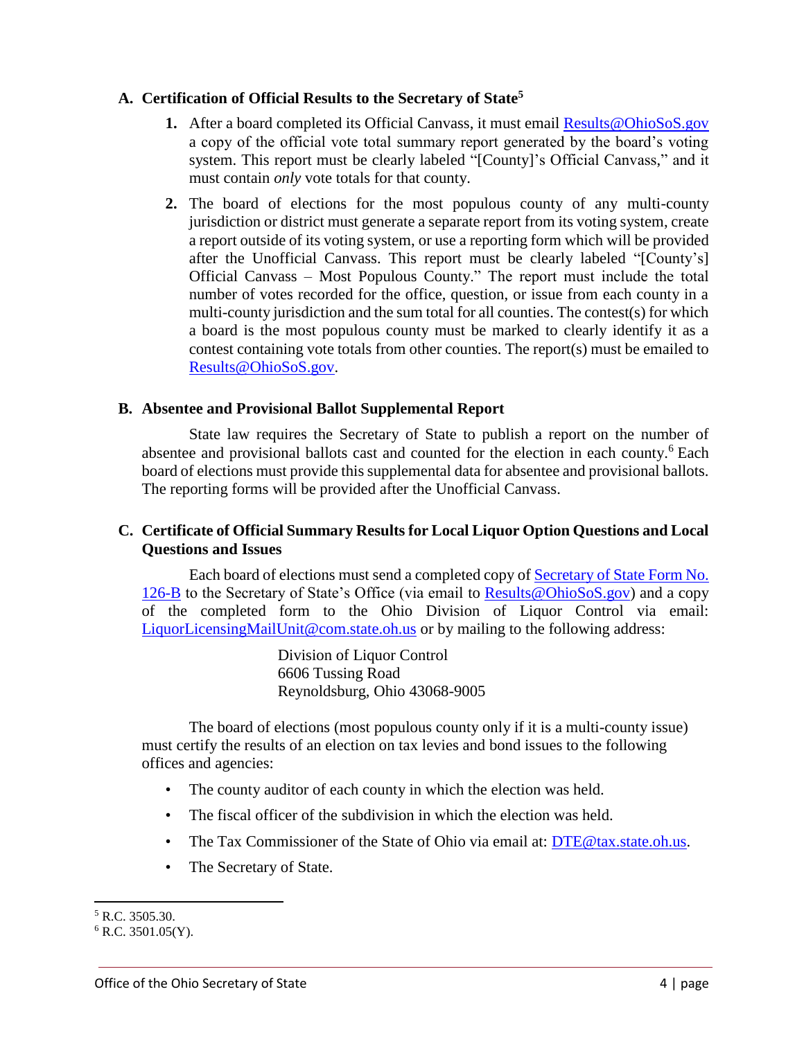### A. Certification of Official Results to the Secretary of State[5]

1. After a board completed its Official Canvass, it must email Results@OhioSoS.gov a copy of the official vote total summary report generated by the board's voting system. This report must be clearly labeled "[County]'s Official Canvass," and it must contain *only* vote totals for that county.
2. The board of elections for the most populous county of any multi-county jurisdiction or district must generate a separate report from its voting system, create a report outside of its voting system, or use a reporting form which will be provided after the Unofficial Canvass. This report must be clearly labeled "[County's] Official Canvass – Most Populous County." The report must include the total number of votes recorded for the office, question, or issue from each county in a multi-county jurisdiction and the sum total for all counties. The contest(s) for which a board is the most populous county must be marked to clearly identify it as a contest containing vote totals from other counties. The report(s) must be emailed to Results@OhioSoS.gov.

### B. Absentee and Provisional Ballot Supplemental Report

State law requires the Secretary of State to publish a report on the number of absentee and provisional ballots cast and counted for the election in each county.[6] Each board of elections must provide this supplemental data for absentee and provisional ballots. The reporting forms will be provided after the Unofficial Canvass.

### C. Certificate of Official Summary Results for Local Liquor Option Questions and Local Questions and Issues

Each board of elections must send a completed copy of Secretary of State Form No. 126-B to the Secretary of State's Office (via email to Results@OhioSoS.gov) and a copy of the completed form to the Ohio Division of Liquor Control via email: LiquorLicensingMailUnit@com.state.oh.us or by mailing to the following address:

Division of Liquor Control
6606 Tussing Road
Reynoldsburg, Ohio 43068-9005

The board of elections (most populous county only if it is a multi-county issue) must certify the results of an election on tax levies and bond issues to the following offices and agencies:

- The county auditor of each county in which the election was held.
- The fiscal officer of the subdivision in which the election was held.
- The Tax Commissioner of the State of Ohio via email at: DTE@tax.state.oh.us.
- The Secretary of State.

---

[5] R.C. 3505.30.

[6] R.C. 3501.05(Y).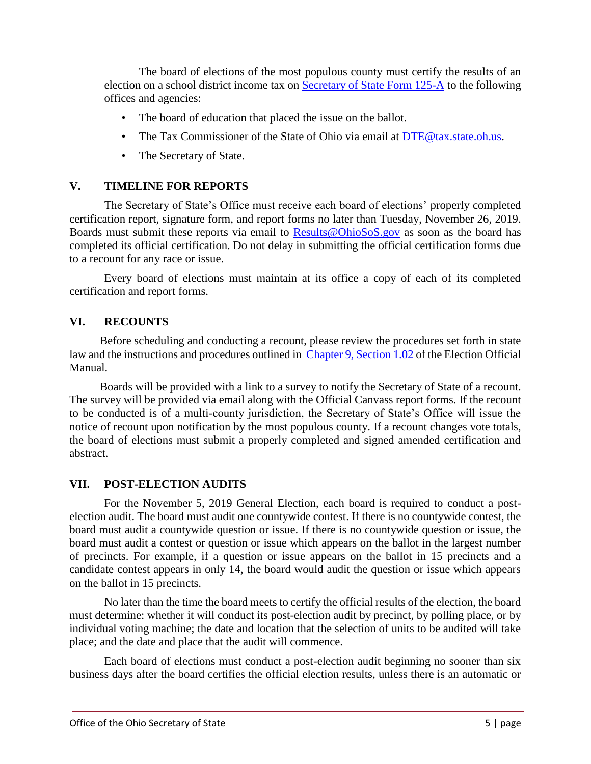The board of elections of the most populous county must certify the results of an election on a school district income tax on [Secretary of State Form 125-A](#) to the following offices and agencies:

- The board of education that placed the issue on the ballot.
- The Tax Commissioner of the State of Ohio via email at [DTE@tax.state.oh.us](mailto:DTE@tax.state.oh.us).
- The Secretary of State.

## V. TIMELINE FOR REPORTS

The Secretary of State's Office must receive each board of elections' properly completed certification report, signature form, and report forms no later than Tuesday, November 26, 2019. Boards must submit these reports via email to [Results@OhioSoS.gov](mailto:Results@OhioSoS.gov) as soon as the board has completed its official certification. Do not delay in submitting the official certification forms due to a recount for any race or issue.

Every board of elections must maintain at its office a copy of each of its completed certification and report forms.

## VI. RECOUNTS

Before scheduling and conducting a recount, please review the procedures set forth in state law and the instructions and procedures outlined in [Chapter 9, Section 1.02](#) of the Election Official Manual.

Boards will be provided with a link to a survey to notify the Secretary of State of a recount. The survey will be provided via email along with the Official Canvass report forms. If the recount to be conducted is of a multi-county jurisdiction, the Secretary of State's Office will issue the notice of recount upon notification by the most populous county. If a recount changes vote totals, the board of elections must submit a properly completed and signed amended certification and abstract.

## VII. POST-ELECTION AUDITS

For the November 5, 2019 General Election, each board is required to conduct a post-election audit. The board must audit one countywide contest. If there is no countywide contest, the board must audit a countywide question or issue. If there is no countywide question or issue, the board must audit a contest or question or issue which appears on the ballot in the largest number of precincts. For example, if a question or issue appears on the ballot in 15 precincts and a candidate contest appears in only 14, the board would audit the question or issue which appears on the ballot in 15 precincts.

No later than the time the board meets to certify the official results of the election, the board must determine: whether it will conduct its post-election audit by precinct, by polling place, or by individual voting machine; the date and location that the selection of units to be audited will take place; and the date and place that the audit will commence.

Each board of elections must conduct a post-election audit beginning no sooner than six business days after the board certifies the official election results, unless there is an automatic or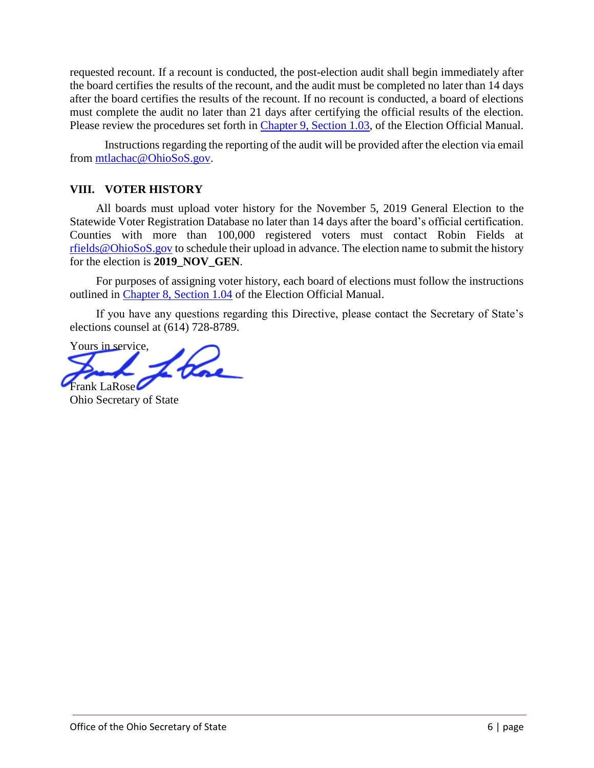requested recount. If a recount is conducted, the post-election audit shall begin immediately after the board certifies the results of the recount, and the audit must be completed no later than 14 days after the board certifies the results of the recount. If no recount is conducted, a board of elections must complete the audit no later than 21 days after certifying the official results of the election. Please review the procedures set forth in Chapter 9, Section 1.03, of the Election Official Manual.

Instructions regarding the reporting of the audit will be provided after the election via email from mtlachac@OhioSoS.gov.

## VIII. VOTER HISTORY

All boards must upload voter history for the November 5, 2019 General Election to the Statewide Voter Registration Database no later than 14 days after the board's official certification. Counties with more than 100,000 registered voters must contact Robin Fields at rfields@OhioSoS.gov to schedule their upload in advance. The election name to submit the history for the election is **2019_NOV_GEN**.

For purposes of assigning voter history, each board of elections must follow the instructions outlined in Chapter 8, Section 1.04 of the Election Official Manual.

If you have any questions regarding this Directive, please contact the Secretary of State's elections counsel at (614) 728-8789.

Yours in service,

Frank LaRose
Ohio Secretary of State